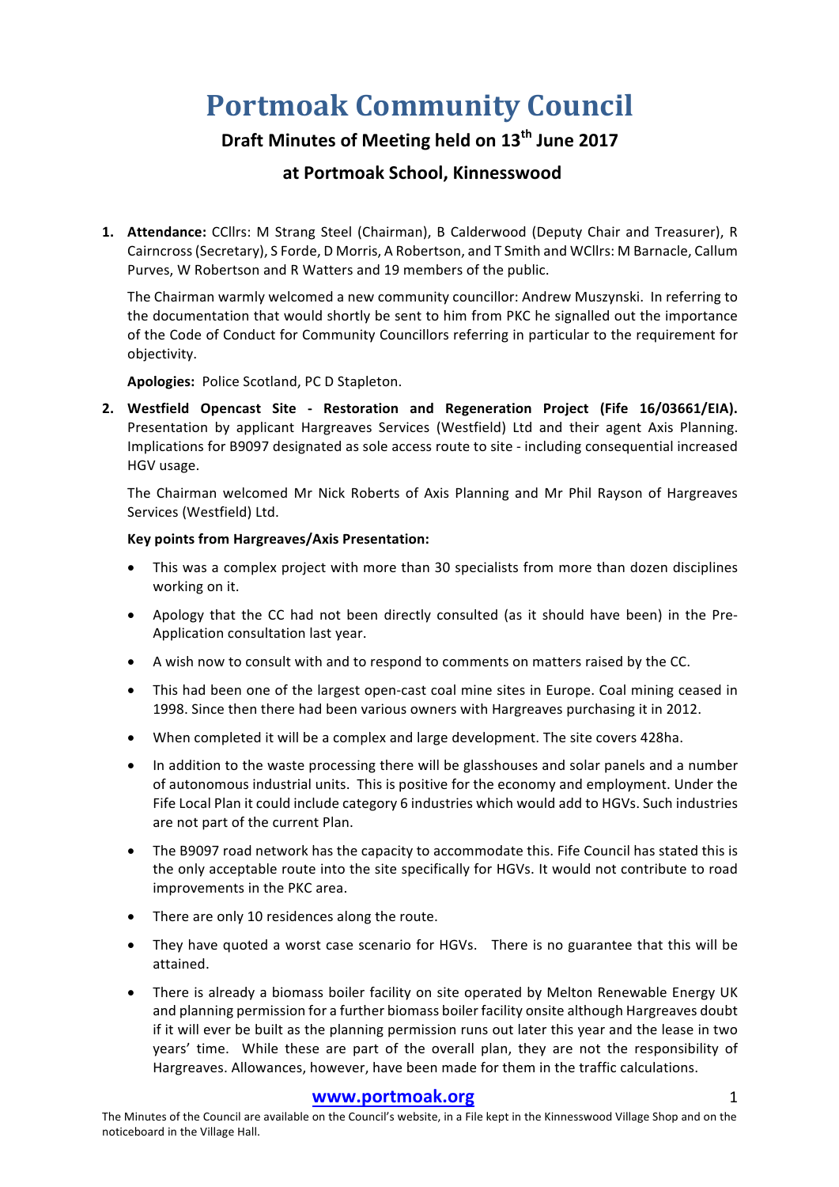# Portmoak Community Council

## Draft Minutes of Meeting held on 13th June 2017

## at Portmoak School, Kinnesswood

1. **Attendance:** CCllrs: M Strang Steel (Chairman), B Calderwood (Deputy Chair and Treasurer), R Cairncross (Secretary), S Forde, D Morris, A Robertson, and T Smith and WCllrs: M Barnacle, Callum Purves, W Robertson and R Watters and 19 members of the public.

   The Chairman warmly welcomed a new community councillor: Andrew Muszynski. In referring to the documentation that would shortly be sent to him from PKC he signalled out the importance of the Code of Conduct for Community Councillors referring in particular to the requirement for objectivity.

   **Apologies:** Police Scotland, PC D Stapleton.

2. **Westfield Opencast Site - Restoration and Regeneration Project (Fife 16/03661/EIA).** Presentation by applicant Hargreaves Services (Westfield) Ltd and their agent Axis Planning. Implications for B9097 designated as sole access route to site - including consequential increased HGV usage.

   The Chairman welcomed Mr Nick Roberts of Axis Planning and Mr Phil Rayson of Hargreaves Services (Westfield) Ltd.

   **Key points from Hargreaves/Axis Presentation:**

   - This was a complex project with more than 30 specialists from more than dozen disciplines working on it.
   - Apology that the CC had not been directly consulted (as it should have been) in the Pre-Application consultation last year.
   - A wish now to consult with and to respond to comments on matters raised by the CC.
   - This had been one of the largest open-cast coal mine sites in Europe. Coal mining ceased in 1998. Since then there had been various owners with Hargreaves purchasing it in 2012.
   - When completed it will be a complex and large development. The site covers 428ha.
   - In addition to the waste processing there will be glasshouses and solar panels and a number of autonomous industrial units. This is positive for the economy and employment. Under the Fife Local Plan it could include category 6 industries which would add to HGVs. Such industries are not part of the current Plan.
   - The B9097 road network has the capacity to accommodate this. Fife Council has stated this is the only acceptable route into the site specifically for HGVs. It would not contribute to road improvements in the PKC area.
   - There are only 10 residences along the route.
   - They have quoted a worst case scenario for HGVs. There is no guarantee that this will be attained.
   - There is already a biomass boiler facility on site operated by Melton Renewable Energy UK and planning permission for a further biomass boiler facility onsite although Hargreaves doubt if it will ever be built as the planning permission runs out later this year and the lease in two years' time. While these are part of the overall plan, they are not the responsibility of Hargreaves. Allowances, however, have been made for them in the traffic calculations.

The Minutes of the Council are available on the Council's website, in a File kept in the Kinnesswood Village Shop and on the noticeboard in the Village Hall.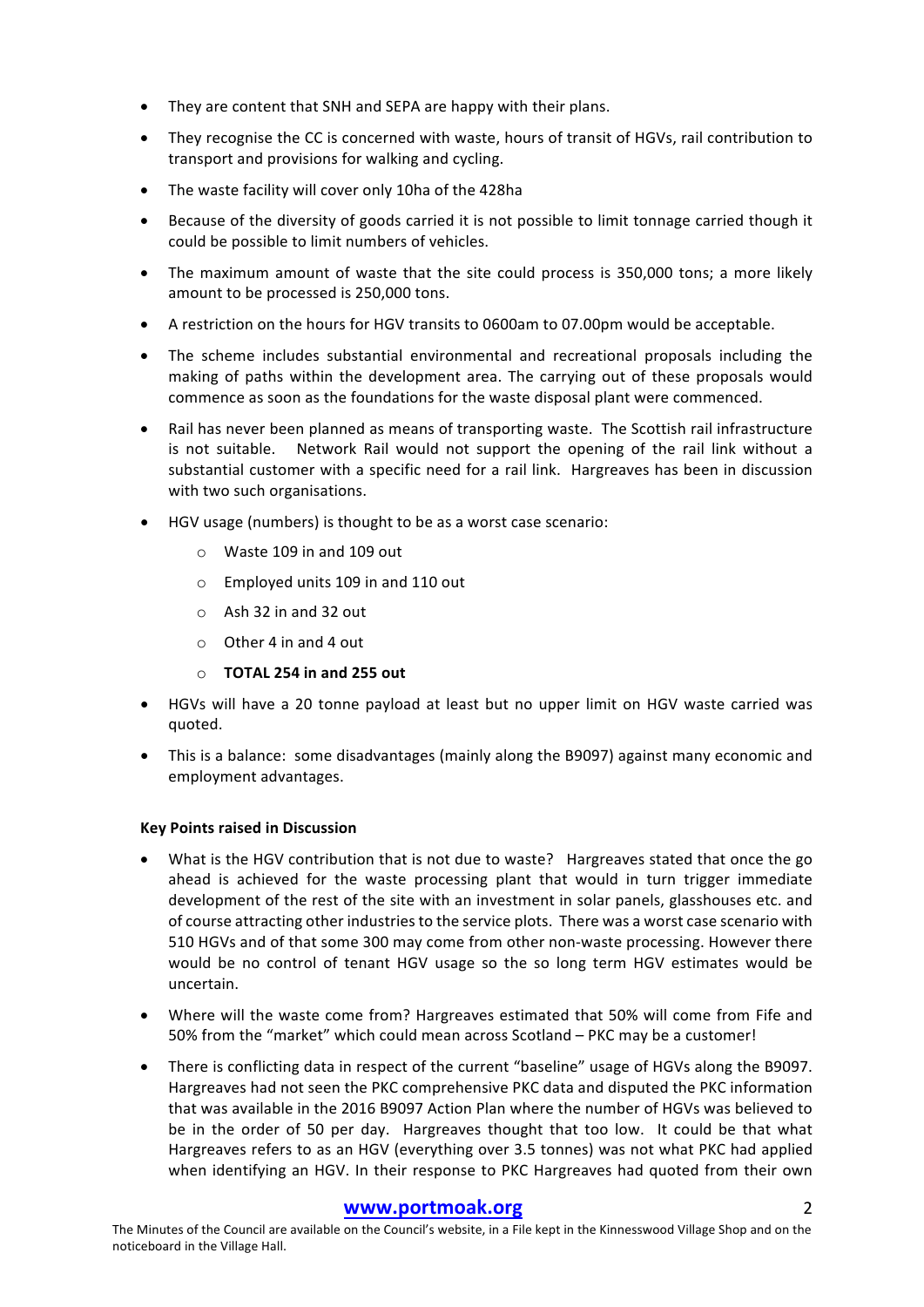- They are content that SNH and SEPA are happy with their plans.
- They recognise the CC is concerned with waste, hours of transit of HGVs, rail contribution to transport and provisions for walking and cycling.
- The waste facility will cover only 10ha of the 428ha
- Because of the diversity of goods carried it is not possible to limit tonnage carried though it could be possible to limit numbers of vehicles.
- The maximum amount of waste that the site could process is 350,000 tons; a more likely amount to be processed is 250,000 tons.
- A restriction on the hours for HGV transits to 0600am to 07.00pm would be acceptable.
- The scheme includes substantial environmental and recreational proposals including the making of paths within the development area. The carrying out of these proposals would commence as soon as the foundations for the waste disposal plant were commenced.
- Rail has never been planned as means of transporting waste. The Scottish rail infrastructure is not suitable. Network Rail would not support the opening of the rail link without a substantial customer with a specific need for a rail link. Hargreaves has been in discussion with two such organisations.
- HGV usage (numbers) is thought to be as a worst case scenario:
  - Waste 109 in and 109 out
  - Employed units 109 in and 110 out
  - Ash 32 in and 32 out
  - Other 4 in and 4 out
  - **TOTAL 254 in and 255 out**
- HGVs will have a 20 tonne payload at least but no upper limit on HGV waste carried was quoted.
- This is a balance: some disadvantages (mainly along the B9097) against many economic and employment advantages.

**Key Points raised in Discussion**

- What is the HGV contribution that is not due to waste? Hargreaves stated that once the go ahead is achieved for the waste processing plant that would in turn trigger immediate development of the rest of the site with an investment in solar panels, glasshouses etc. and of course attracting other industries to the service plots. There was a worst case scenario with 510 HGVs and of that some 300 may come from other non-waste processing. However there would be no control of tenant HGV usage so the so long term HGV estimates would be uncertain.
- Where will the waste come from? Hargreaves estimated that 50% will come from Fife and 50% from the "market" which could mean across Scotland – PKC may be a customer!
- There is conflicting data in respect of the current "baseline" usage of HGVs along the B9097. Hargreaves had not seen the PKC comprehensive PKC data and disputed the PKC information that was available in the 2016 B9097 Action Plan where the number of HGVs was believed to be in the order of 50 per day. Hargreaves thought that too low. It could be that what Hargreaves refers to as an HGV (everything over 3.5 tonnes) was not what PKC had applied when identifying an HGV. In their response to PKC Hargreaves had quoted from their own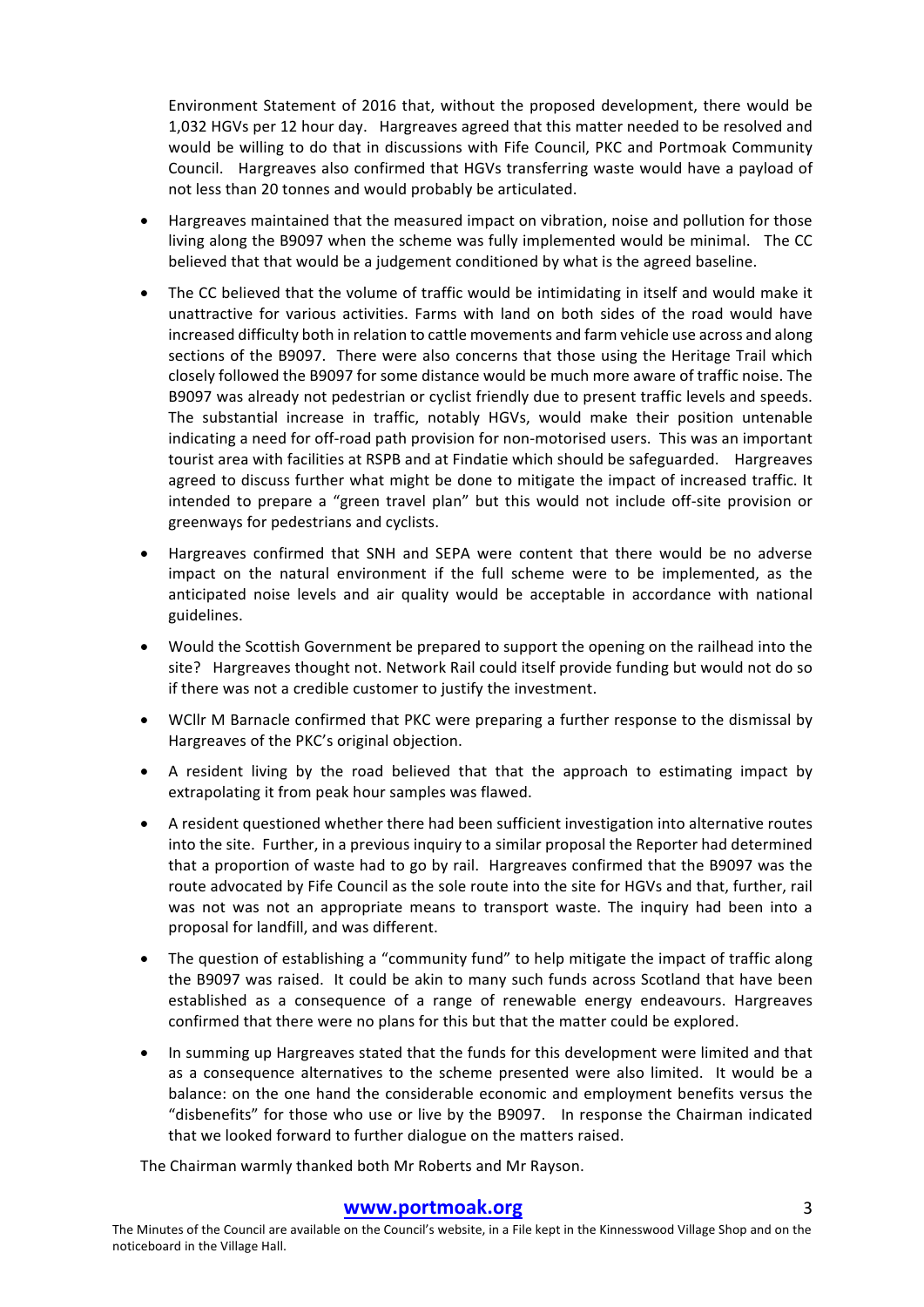Environment Statement of 2016 that, without the proposed development, there would be 1,032 HGVs per 12 hour day. Hargreaves agreed that this matter needed to be resolved and would be willing to do that in discussions with Fife Council, PKC and Portmoak Community Council. Hargreaves also confirmed that HGVs transferring waste would have a payload of not less than 20 tonnes and would probably be articulated.

- Hargreaves maintained that the measured impact on vibration, noise and pollution for those living along the B9097 when the scheme was fully implemented would be minimal. The CC believed that that would be a judgement conditioned by what is the agreed baseline.
- The CC believed that the volume of traffic would be intimidating in itself and would make it unattractive for various activities. Farms with land on both sides of the road would have increased difficulty both in relation to cattle movements and farm vehicle use across and along sections of the B9097. There were also concerns that those using the Heritage Trail which closely followed the B9097 for some distance would be much more aware of traffic noise. The B9097 was already not pedestrian or cyclist friendly due to present traffic levels and speeds. The substantial increase in traffic, notably HGVs, would make their position untenable indicating a need for off-road path provision for non-motorised users. This was an important tourist area with facilities at RSPB and at Findatie which should be safeguarded. Hargreaves agreed to discuss further what might be done to mitigate the impact of increased traffic. It intended to prepare a "green travel plan" but this would not include off-site provision or greenways for pedestrians and cyclists.
- Hargreaves confirmed that SNH and SEPA were content that there would be no adverse impact on the natural environment if the full scheme were to be implemented, as the anticipated noise levels and air quality would be acceptable in accordance with national guidelines.
- Would the Scottish Government be prepared to support the opening on the railhead into the site? Hargreaves thought not. Network Rail could itself provide funding but would not do so if there was not a credible customer to justify the investment.
- WCllr M Barnacle confirmed that PKC were preparing a further response to the dismissal by Hargreaves of the PKC's original objection.
- A resident living by the road believed that that the approach to estimating impact by extrapolating it from peak hour samples was flawed.
- A resident questioned whether there had been sufficient investigation into alternative routes into the site. Further, in a previous inquiry to a similar proposal the Reporter had determined that a proportion of waste had to go by rail. Hargreaves confirmed that the B9097 was the route advocated by Fife Council as the sole route into the site for HGVs and that, further, rail was not was not an appropriate means to transport waste. The inquiry had been into a proposal for landfill, and was different.
- The question of establishing a "community fund" to help mitigate the impact of traffic along the B9097 was raised. It could be akin to many such funds across Scotland that have been established as a consequence of a range of renewable energy endeavours. Hargreaves confirmed that there were no plans for this but that the matter could be explored.
- In summing up Hargreaves stated that the funds for this development were limited and that as a consequence alternatives to the scheme presented were also limited. It would be a balance: on the one hand the considerable economic and employment benefits versus the "disbenefits" for those who use or live by the B9097. In response the Chairman indicated that we looked forward to further dialogue on the matters raised.

The Chairman warmly thanked both Mr Roberts and Mr Rayson.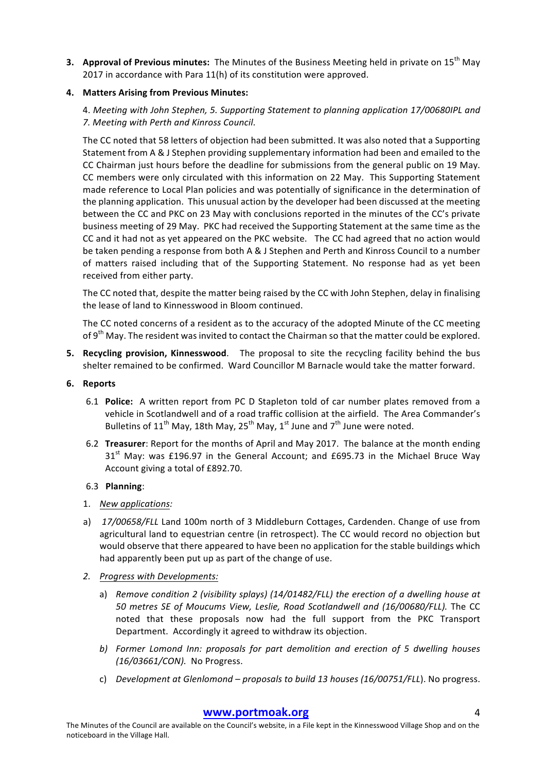**3. Approval of Previous minutes:** The Minutes of the Business Meeting held in private on 15th May 2017 in accordance with Para 11(h) of its constitution were approved.

**4. Matters Arising from Previous Minutes:**

4. *Meeting with John Stephen, 5. Supporting Statement to planning application 17/00680IPL and 7. Meeting with Perth and Kinross Council.*

The CC noted that 58 letters of objection had been submitted. It was also noted that a Supporting Statement from A & J Stephen providing supplementary information had been and emailed to the CC Chairman just hours before the deadline for submissions from the general public on 19 May. CC members were only circulated with this information on 22 May. This Supporting Statement made reference to Local Plan policies and was potentially of significance in the determination of the planning application. This unusual action by the developer had been discussed at the meeting between the CC and PKC on 23 May with conclusions reported in the minutes of the CC's private business meeting of 29 May. PKC had received the Supporting Statement at the same time as the CC and it had not as yet appeared on the PKC website. The CC had agreed that no action would be taken pending a response from both A & J Stephen and Perth and Kinross Council to a number of matters raised including that of the Supporting Statement. No response had as yet been received from either party.

The CC noted that, despite the matter being raised by the CC with John Stephen, delay in finalising the lease of land to Kinnesswood in Bloom continued.

The CC noted concerns of a resident as to the accuracy of the adopted Minute of the CC meeting of 9th May. The resident was invited to contact the Chairman so that the matter could be explored.

**5. Recycling provision, Kinnesswood**. The proposal to site the recycling facility behind the bus shelter remained to be confirmed. Ward Councillor M Barnacle would take the matter forward.

**6. Reports**

6.1 **Police:** A written report from PC D Stapleton told of car number plates removed from a vehicle in Scotlandwell and of a road traffic collision at the airfield. The Area Commander's Bulletins of 11th May, 18th May, 25th May, 1st June and 7th June were noted.

6.2 **Treasurer**: Report for the months of April and May 2017. The balance at the month ending 31st May: was £196.97 in the General Account; and £695.73 in the Michael Bruce Way Account giving a total of £892.70.

6.3 **Planning**:

1. New applications:

a) *17/00658/FLL* Land 100m north of 3 Middleburn Cottages, Cardenden. Change of use from agricultural land to equestrian centre (in retrospect). The CC would record no objection but would observe that there appeared to have been no application for the stable buildings which had apparently been put up as part of the change of use.

2. *Progress with Developments:*

a) *Remove condition 2 (visibility splays) (14/01482/FLL) the erection of a dwelling house at 50 metres SE of Moucums View, Leslie, Road Scotlandwell and (16/00680/FLL).* The CC noted that these proposals now had the full support from the PKC Transport Department. Accordingly it agreed to withdraw its objection.

b) *Former Lomond Inn: proposals for part demolition and erection of 5 dwelling houses (16/03661/CON).* No Progress.

c) *Development at Glenlomond – proposals to build 13 houses (16/00751/FLL*). No progress.

The Minutes of the Council are available on the Council's website, in a File kept in the Kinnesswood Village Shop and on the noticeboard in the Village Hall.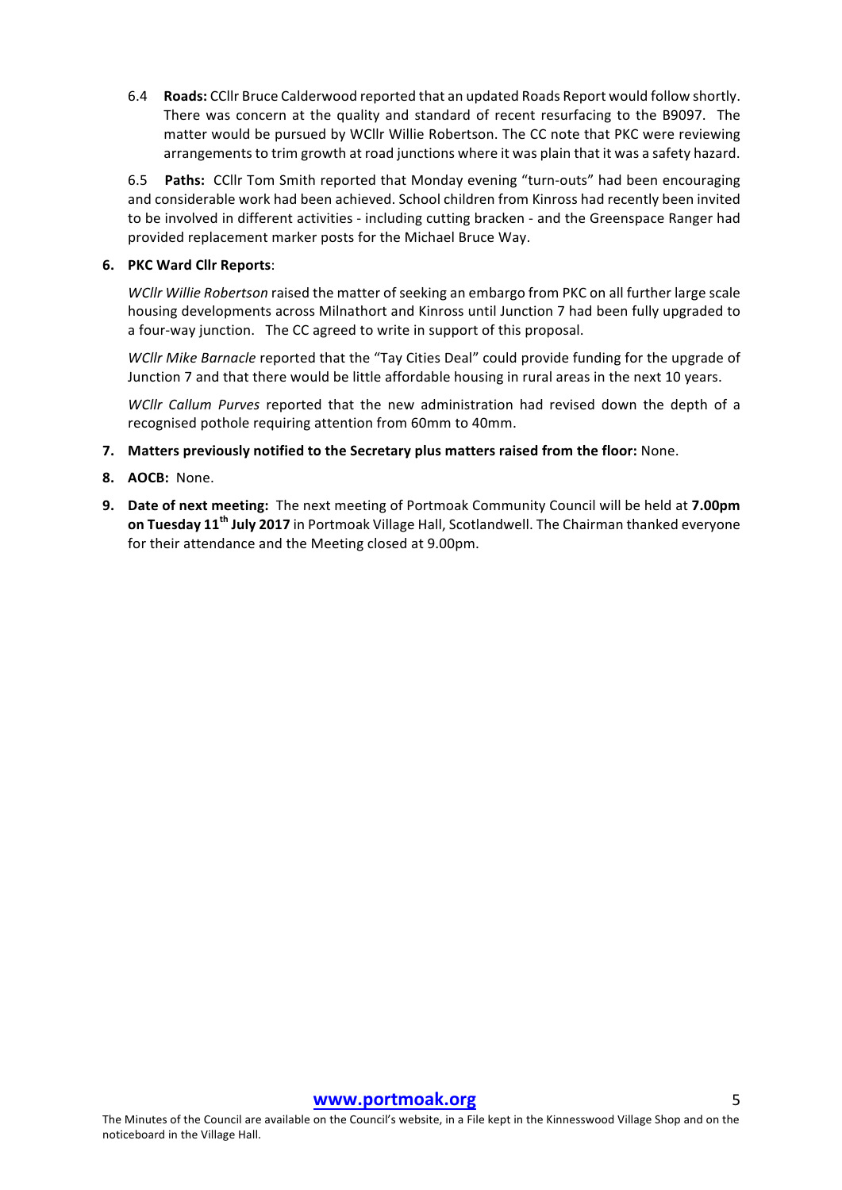6.4 **Roads:** CCllr Bruce Calderwood reported that an updated Roads Report would follow shortly. There was concern at the quality and standard of recent resurfacing to the B9097. The matter would be pursued by WCllr Willie Robertson. The CC note that PKC were reviewing arrangements to trim growth at road junctions where it was plain that it was a safety hazard.

6.5 **Paths:** CCllr Tom Smith reported that Monday evening "turn-outs" had been encouraging and considerable work had been achieved. School children from Kinross had recently been invited to be involved in different activities - including cutting bracken - and the Greenspace Ranger had provided replacement marker posts for the Michael Bruce Way.

**6. PKC Ward Cllr Reports**:

*WCllr Willie Robertson* raised the matter of seeking an embargo from PKC on all further large scale housing developments across Milnathort and Kinross until Junction 7 had been fully upgraded to a four-way junction. The CC agreed to write in support of this proposal.

*WCllr Mike Barnacle* reported that the "Tay Cities Deal" could provide funding for the upgrade of Junction 7 and that there would be little affordable housing in rural areas in the next 10 years.

*WCllr Callum Purves* reported that the new administration had revised down the depth of a recognised pothole requiring attention from 60mm to 40mm.

**7. Matters previously notified to the Secretary plus matters raised from the floor:** None.

**8. AOCB:** None.

**9. Date of next meeting:** The next meeting of Portmoak Community Council will be held at **7.00pm on Tuesday 11th July 2017** in Portmoak Village Hall, Scotlandwell. The Chairman thanked everyone for their attendance and the Meeting closed at 9.00pm.